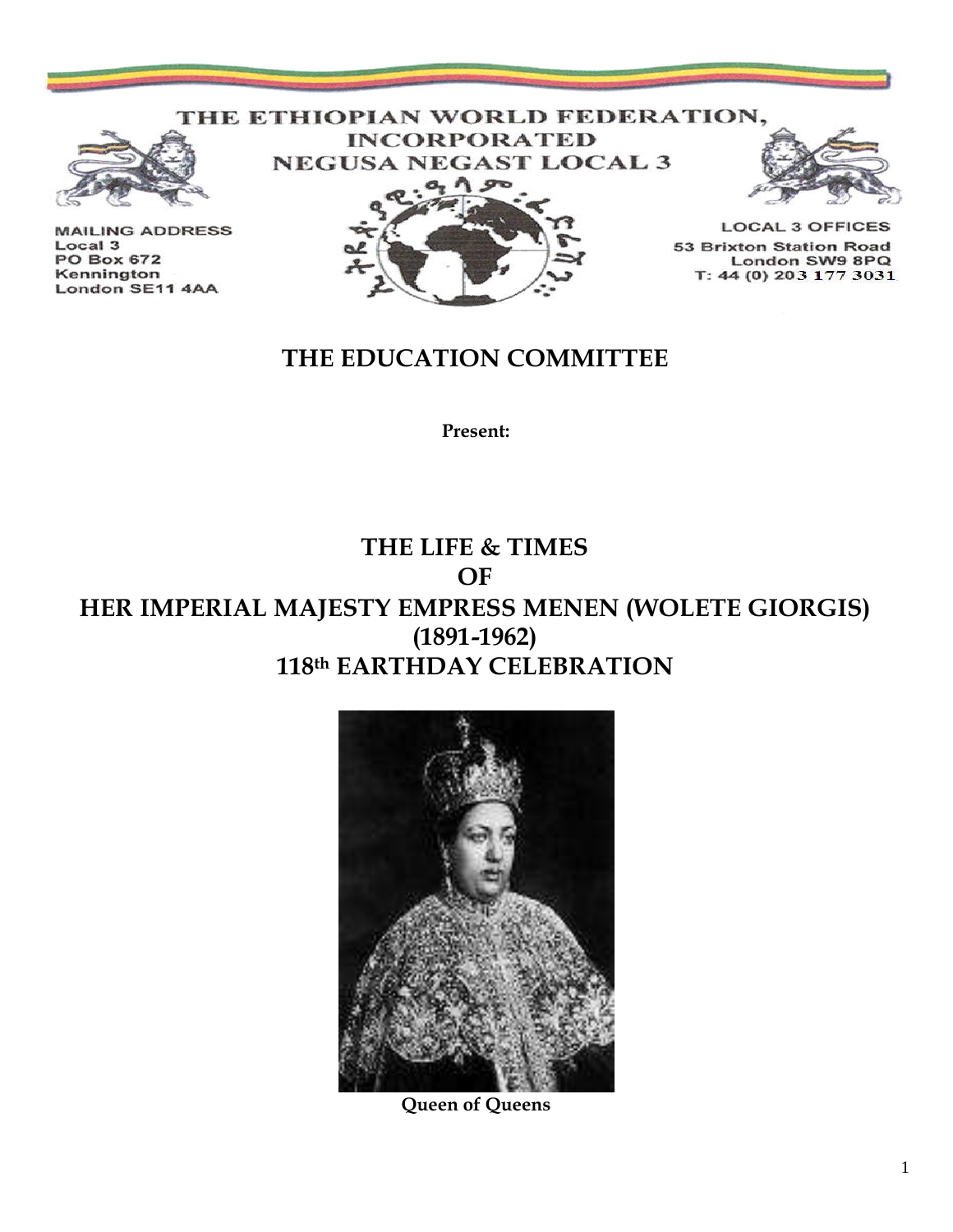# THE ETHIOPIAN WORLD FEDERATION, INCORPORATED
## NEGUSA NEGAST LOCAL 3

**MAILING ADDRESS**
Local 3
PO Box 672
Kennington
London SE11 4AA

**LOCAL 3 OFFICES**
53 Brixton Station Road
London SW9 8PQ
T: 44 (0) 203 177 3031

## THE EDUCATION COMMITTEE

**Present:**

# THE LIFE & TIMES OF HER IMPERIAL MAJESTY EMPRESS MENEN (WOLETE GIORGIS) (1891-1962) 118th EARTHDAY CELEBRATION

**Queen of Queens**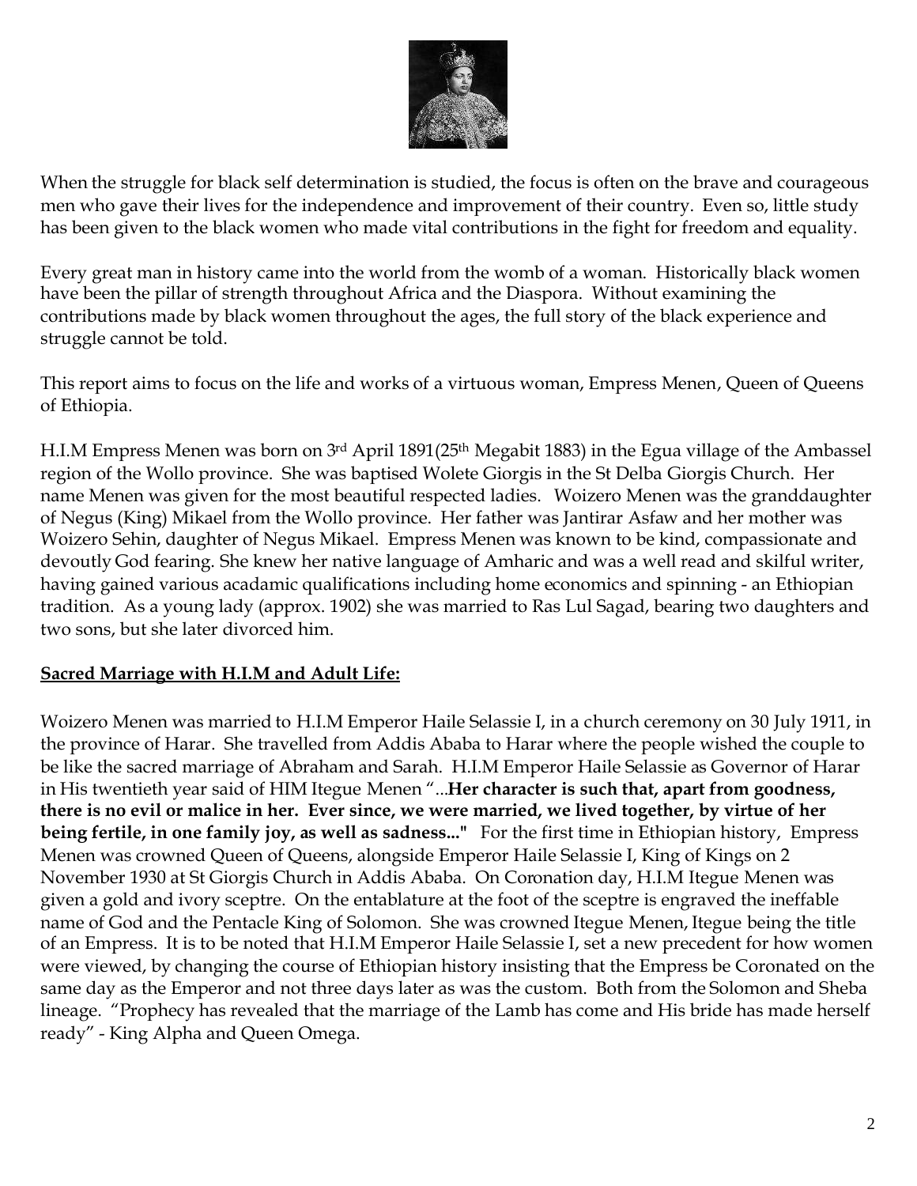When the struggle for black self determination is studied, the focus is often on the brave and courageous men who gave their lives for the independence and improvement of their country. Even so, little study has been given to the black women who made vital contributions in the fight for freedom and equality.

Every great man in history came into the world from the womb of a woman. Historically black women have been the pillar of strength throughout Africa and the Diaspora. Without examining the contributions made by black women throughout the ages, the full story of the black experience and struggle cannot be told.

This report aims to focus on the life and works of a virtuous woman, Empress Menen, Queen of Queens of Ethiopia.

H.I.M Empress Menen was born on 3rd April 1891(25th Megabit 1883) in the Egua village of the Ambassel region of the Wollo province. She was baptised Wolete Giorgis in the St Delba Giorgis Church. Her name Menen was given for the most beautiful respected ladies. Woizero Menen was the granddaughter of Negus (King) Mikael from the Wollo province. Her father was Jantirar Asfaw and her mother was Woizero Sehin, daughter of Negus Mikael. Empress Menen was known to be kind, compassionate and devoutly God fearing. She knew her native language of Amharic and was a well read and skilful writer, having gained various acadamic qualifications including home economics and spinning - an Ethiopian tradition. As a young lady (approx. 1902) she was married to Ras Lul Sagad, bearing two daughters and two sons, but she later divorced him.

## Sacred Marriage with H.I.M and Adult Life:

Woizero Menen was married to H.I.M Emperor Haile Selassie I, in a church ceremony on 30 July 1911, in the province of Harar. She travelled from Addis Ababa to Harar where the people wished the couple to be like the sacred marriage of Abraham and Sarah. H.I.M Emperor Haile Selassie as Governor of Harar in His twentieth year said of HIM Itegue Menen "...**Her character is such that, apart from goodness, there is no evil or malice in her. Ever since, we were married, we lived together, by virtue of her being fertile, in one family joy, as well as sadness..."** For the first time in Ethiopian history, Empress Menen was crowned Queen of Queens, alongside Emperor Haile Selassie I, King of Kings on 2 November 1930 at St Giorgis Church in Addis Ababa. On Coronation day, H.I.M Itegue Menen was given a gold and ivory sceptre. On the entablature at the foot of the sceptre is engraved the ineffable name of God and the Pentacle King of Solomon. She was crowned Itegue Menen, Itegue being the title of an Empress. It is to be noted that H.I.M Emperor Haile Selassie I, set a new precedent for how women were viewed, by changing the course of Ethiopian history insisting that the Empress be Coronated on the same day as the Emperor and not three days later as was the custom. Both from the Solomon and Sheba lineage. "Prophecy has revealed that the marriage of the Lamb has come and His bride has made herself ready" - King Alpha and Queen Omega.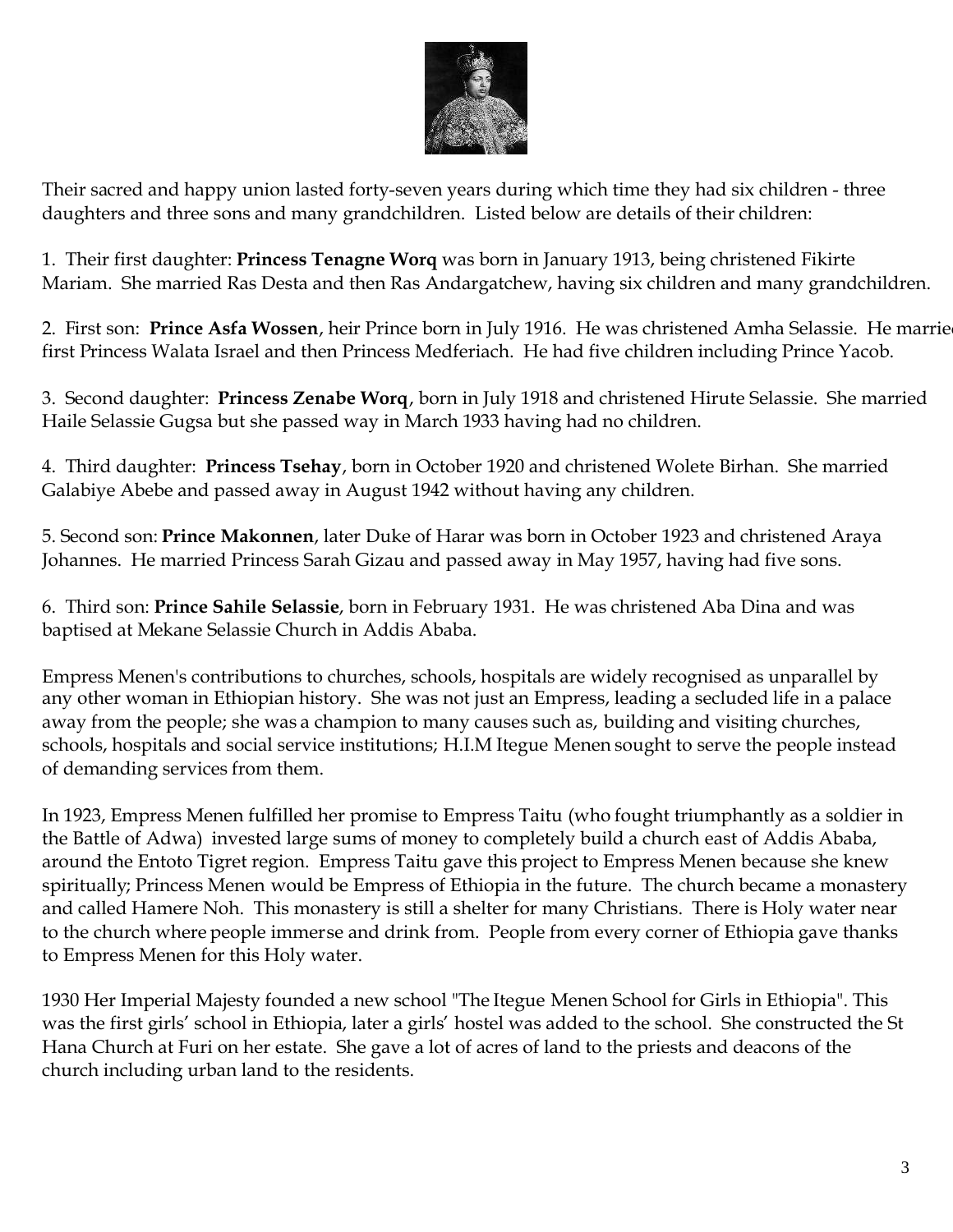Their sacred and happy union lasted forty-seven years during which time they had six children - three daughters and three sons and many grandchildren. Listed below are details of their children:

1. Their first daughter: **Princess Tenagne Worq** was born in January 1913, being christened Fikirte Mariam. She married Ras Desta and then Ras Andargatchew, having six children and many grandchildren.

2. First son: **Prince Asfa Wossen**, heir Prince born in July 1916. He was christened Amha Selassie. He married first Princess Walata Israel and then Princess Medferiach. He had five children including Prince Yacob.

3. Second daughter: **Princess Zenabe Worq**, born in July 1918 and christened Hirute Selassie. She married Haile Selassie Gugsa but she passed way in March 1933 having had no children.

4. Third daughter: **Princess Tsehay**, born in October 1920 and christened Wolete Birhan. She married Galabiye Abebe and passed away in August 1942 without having any children.

5. Second son: **Prince Makonnen**, later Duke of Harar was born in October 1923 and christened Araya Johannes. He married Princess Sarah Gizau and passed away in May 1957, having had five sons.

6. Third son: **Prince Sahile Selassie**, born in February 1931. He was christened Aba Dina and was baptised at Mekane Selassie Church in Addis Ababa.

Empress Menen's contributions to churches, schools, hospitals are widely recognised as unparallel by any other woman in Ethiopian history. She was not just an Empress, leading a secluded life in a palace away from the people; she was a champion to many causes such as, building and visiting churches, schools, hospitals and social service institutions; H.I.M Itegue Menen sought to serve the people instead of demanding services from them.

In 1923, Empress Menen fulfilled her promise to Empress Taitu (who fought triumphantly as a soldier in the Battle of Adwa) invested large sums of money to completely build a church east of Addis Ababa, around the Entoto Tigret region. Empress Taitu gave this project to Empress Menen because she knew spiritually; Princess Menen would be Empress of Ethiopia in the future. The church became a monastery and called Hamere Noh. This monastery is still a shelter for many Christians. There is Holy water near to the church where people immerse and drink from. People from every corner of Ethiopia gave thanks to Empress Menen for this Holy water.

1930 Her Imperial Majesty founded a new school "The Itegue Menen School for Girls in Ethiopia". This was the first girls' school in Ethiopia, later a girls' hostel was added to the school. She constructed the St Hana Church at Furi on her estate. She gave a lot of acres of land to the priests and deacons of the church including urban land to the residents.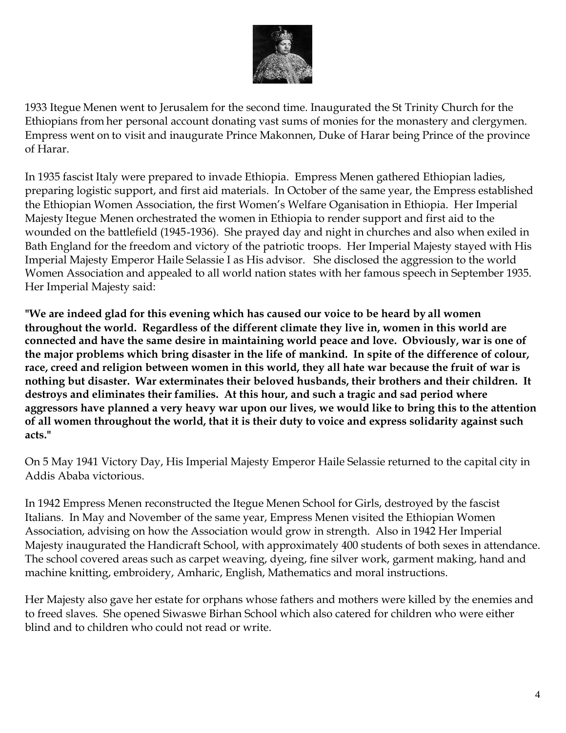1933 Itegue Menen went to Jerusalem for the second time. Inaugurated the St Trinity Church for the Ethiopians from her personal account donating vast sums of monies for the monastery and clergymen. Empress went on to visit and inaugurate Prince Makonnen, Duke of Harar being Prince of the province of Harar.

In 1935 fascist Italy were prepared to invade Ethiopia. Empress Menen gathered Ethiopian ladies, preparing logistic support, and first aid materials. In October of the same year, the Empress established the Ethiopian Women Association, the first Women's Welfare Oganisation in Ethiopia. Her Imperial Majesty Itegue Menen orchestrated the women in Ethiopia to render support and first aid to the wounded on the battlefield (1945-1936). She prayed day and night in churches and also when exiled in Bath England for the freedom and victory of the patriotic troops. Her Imperial Majesty stayed with His Imperial Majesty Emperor Haile Selassie I as His advisor. She disclosed the aggression to the world Women Association and appealed to all world nation states with her famous speech in September 1935. Her Imperial Majesty said:

**"We are indeed glad for this evening which has caused our voice to be heard by all women throughout the world. Regardless of the different climate they live in, women in this world are connected and have the same desire in maintaining world peace and love. Obviously, war is one of the major problems which bring disaster in the life of mankind. In spite of the difference of colour, race, creed and religion between women in this world, they all hate war because the fruit of war is nothing but disaster. War exterminates their beloved husbands, their brothers and their children. It destroys and eliminates their families. At this hour, and such a tragic and sad period where aggressors have planned a very heavy war upon our lives, we would like to bring this to the attention of all women throughout the world, that it is their duty to voice and express solidarity against such acts."**

On 5 May 1941 Victory Day, His Imperial Majesty Emperor Haile Selassie returned to the capital city in Addis Ababa victorious.

In 1942 Empress Menen reconstructed the Itegue Menen School for Girls, destroyed by the fascist Italians. In May and November of the same year, Empress Menen visited the Ethiopian Women Association, advising on how the Association would grow in strength. Also in 1942 Her Imperial Majesty inaugurated the Handicraft School, with approximately 400 students of both sexes in attendance. The school covered areas such as carpet weaving, dyeing, fine silver work, garment making, hand and machine knitting, embroidery, Amharic, English, Mathematics and moral instructions.

Her Majesty also gave her estate for orphans whose fathers and mothers were killed by the enemies and to freed slaves. She opened Siwaswe Birhan School which also catered for children who were either blind and to children who could not read or write.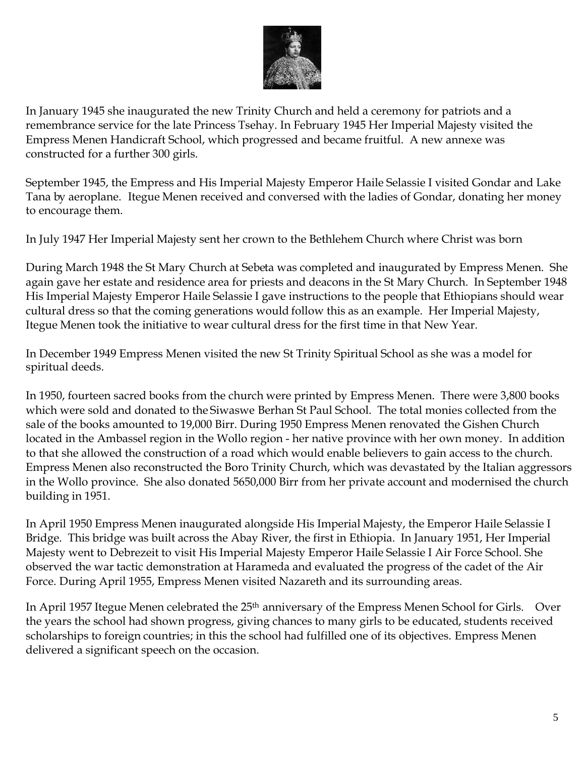In January 1945 she inaugurated the new Trinity Church and held a ceremony for patriots and a remembrance service for the late Princess Tsehay. In February 1945 Her Imperial Majesty visited the Empress Menen Handicraft School, which progressed and became fruitful. A new annexe was constructed for a further 300 girls.

September 1945, the Empress and His Imperial Majesty Emperor Haile Selassie I visited Gondar and Lake Tana by aeroplane. Itegue Menen received and conversed with the ladies of Gondar, donating her money to encourage them.

In July 1947 Her Imperial Majesty sent her crown to the Bethlehem Church where Christ was born

During March 1948 the St Mary Church at Sebeta was completed and inaugurated by Empress Menen. She again gave her estate and residence area for priests and deacons in the St Mary Church. In September 1948 His Imperial Majesty Emperor Haile Selassie I gave instructions to the people that Ethiopians should wear cultural dress so that the coming generations would follow this as an example. Her Imperial Majesty, Itegue Menen took the initiative to wear cultural dress for the first time in that New Year.

In December 1949 Empress Menen visited the new St Trinity Spiritual School as she was a model for spiritual deeds.

In 1950, fourteen sacred books from the church were printed by Empress Menen. There were 3,800 books which were sold and donated to the Siwaswe Berhan St Paul School. The total monies collected from the sale of the books amounted to 19,000 Birr. During 1950 Empress Menen renovated the Gishen Church located in the Ambassel region in the Wollo region - her native province with her own money. In addition to that she allowed the construction of a road which would enable believers to gain access to the church. Empress Menen also reconstructed the Boro Trinity Church, which was devastated by the Italian aggressors in the Wollo province. She also donated 5650,000 Birr from her private account and modernised the church building in 1951.

In April 1950 Empress Menen inaugurated alongside His Imperial Majesty, the Emperor Haile Selassie I Bridge. This bridge was built across the Abay River, the first in Ethiopia. In January 1951, Her Imperial Majesty went to Debrezeit to visit His Imperial Majesty Emperor Haile Selassie I Air Force School. She observed the war tactic demonstration at Harameda and evaluated the progress of the cadet of the Air Force. During April 1955, Empress Menen visited Nazareth and its surrounding areas.

In April 1957 Itegue Menen celebrated the 25th anniversary of the Empress Menen School for Girls. Over the years the school had shown progress, giving chances to many girls to be educated, students received scholarships to foreign countries; in this the school had fulfilled one of its objectives. Empress Menen delivered a significant speech on the occasion.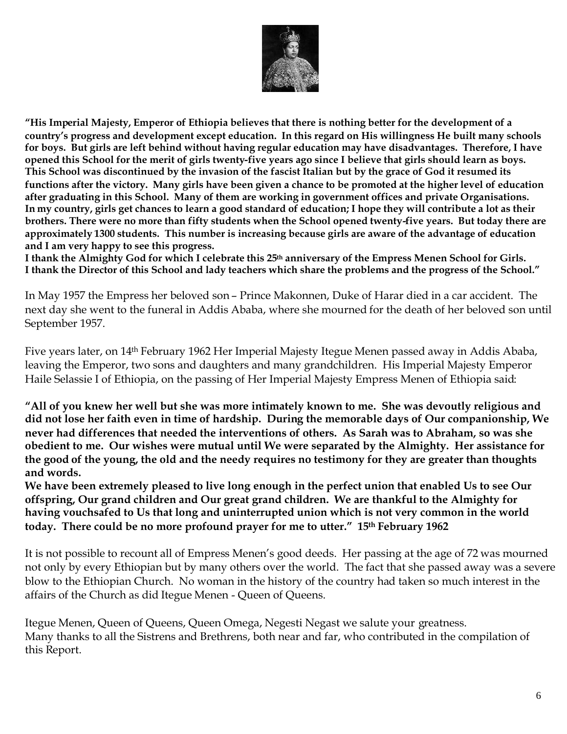**"His Imperial Majesty, Emperor of Ethiopia believes that there is nothing better for the development of a country's progress and development except education. In this regard on His willingness He built many schools for boys. But girls are left behind without having regular education may have disadvantages. Therefore, I have opened this School for the merit of girls twenty-five years ago since I believe that girls should learn as boys. This School was discontinued by the invasion of the fascist Italian but by the grace of God it resumed its functions after the victory. Many girls have been given a chance to be promoted at the higher level of education after graduating in this School. Many of them are working in government offices and private Organisations. In my country, girls get chances to learn a good standard of education; I hope they will contribute a lot as their brothers. There were no more than fifty students when the School opened twenty-five years. But today there are approximately 1300 students. This number is increasing because girls are aware of the advantage of education and I am very happy to see this progress.**
**I thank the Almighty God for which I celebrate this 25th anniversary of the Empress Menen School for Girls. I thank the Director of this School and lady teachers which share the problems and the progress of the School."**

In May 1957 the Empress her beloved son – Prince Makonnen, Duke of Harar died in a car accident. The next day she went to the funeral in Addis Ababa, where she mourned for the death of her beloved son until September 1957.

Five years later, on 14th February 1962 Her Imperial Majesty Itegue Menen passed away in Addis Ababa, leaving the Emperor, two sons and daughters and many grandchildren. His Imperial Majesty Emperor Haile Selassie I of Ethiopia, on the passing of Her Imperial Majesty Empress Menen of Ethiopia said:

**"All of you knew her well but she was more intimately known to me. She was devoutly religious and did not lose her faith even in time of hardship. During the memorable days of Our companionship, We never had differences that needed the interventions of others. As Sarah was to Abraham, so was she obedient to me. Our wishes were mutual until We were separated by the Almighty. Her assistance for the good of the young, the old and the needy requires no testimony for they are greater than thoughts and words.**
**We have been extremely pleased to live long enough in the perfect union that enabled Us to see Our offspring, Our grand children and Our great grand children. We are thankful to the Almighty for having vouchsafed to Us that long and uninterrupted union which is not very common in the world today. There could be no more profound prayer for me to utter." 15th February 1962**

It is not possible to recount all of Empress Menen's good deeds. Her passing at the age of 72 was mourned not only by every Ethiopian but by many others over the world. The fact that she passed away was a severe blow to the Ethiopian Church. No woman in the history of the country had taken so much interest in the affairs of the Church as did Itegue Menen - Queen of Queens.

Itegue Menen, Queen of Queens, Queen Omega, Negesti Negast we salute your greatness.
Many thanks to all the Sistrens and Brethrens, both near and far, who contributed in the compilation of this Report.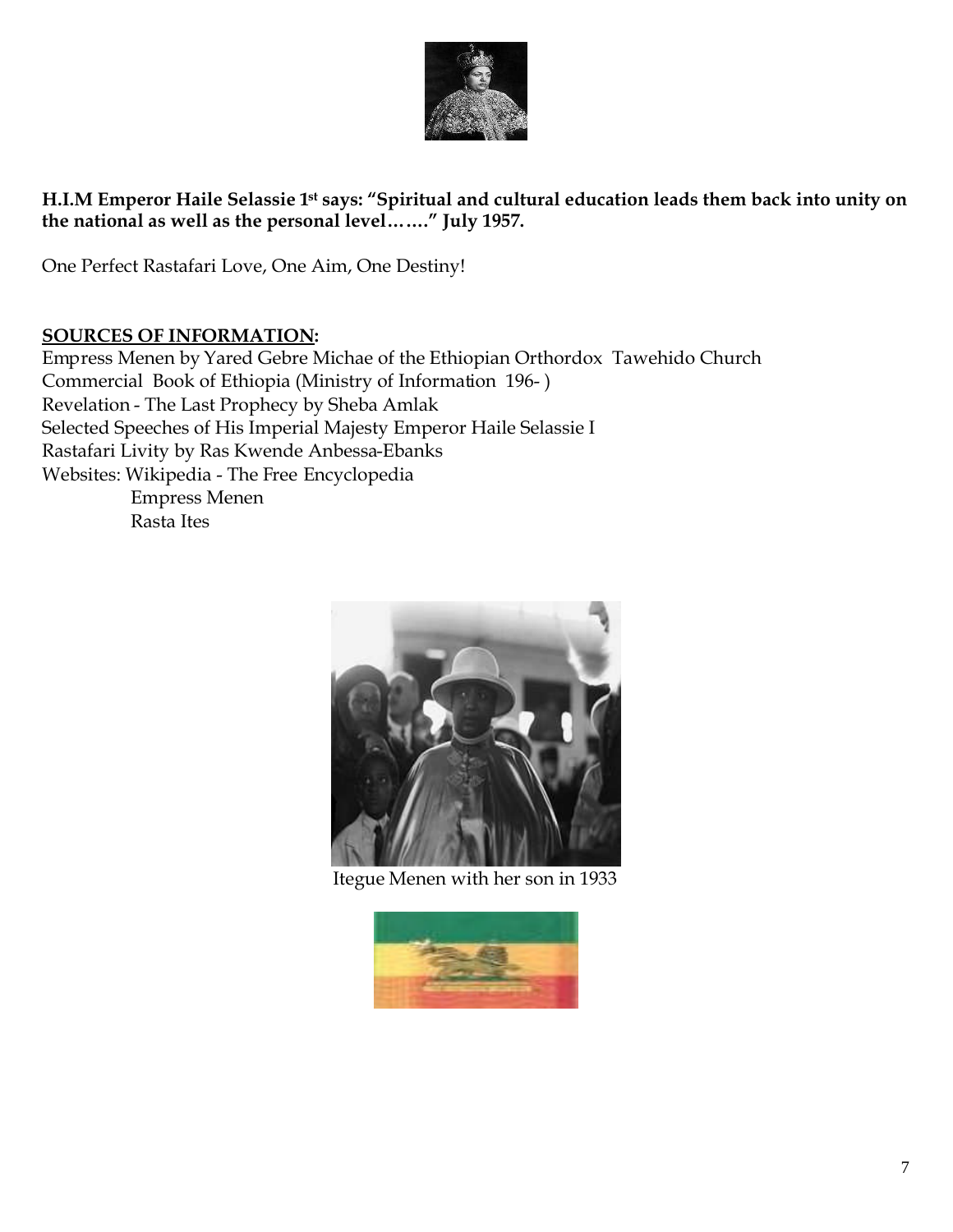**H.I.M Emperor Haile Selassie 1st says: "Spiritual and cultural education leads them back into unity on the national as well as the personal level……." July 1957.**

One Perfect Rastafari Love, One Aim, One Destiny!

**SOURCES OF INFORMATION:**

Empress Menen by Yared Gebre Michae of the Ethiopian Orthordox Tawehido Church
Commercial Book of Ethiopia (Ministry of Information 196- )
Revelation - The Last Prophecy by Sheba Amlak
Selected Speeches of His Imperial Majesty Emperor Haile Selassie I
Rastafari Livity by Ras Kwende Anbessa-Ebanks
Websites: Wikipedia - The Free Encyclopedia
Empress Menen
Rasta Ites

Itegue Menen with her son in 1933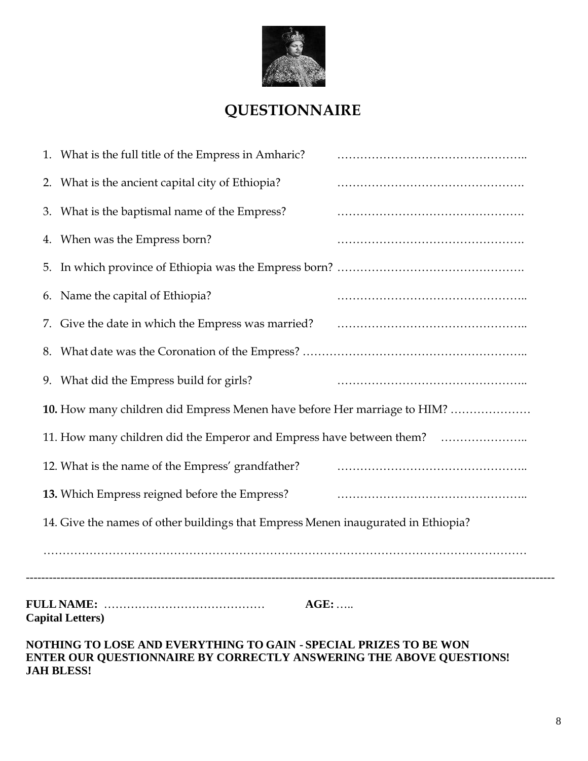# QUESTIONNAIRE

1. What is the full title of the Empress in Amharic? …………………………………………..
2. What is the ancient capital city of Ethiopia? ………………………………………….
3. What is the baptismal name of the Empress? ………………………………………….
4. When was the Empress born? ………………………………………….
5. In which province of Ethiopia was the Empress born? ………………………………………….
6. Name the capital of Ethiopia? …………………………………………..
7. Give the date in which the Empress was married? …………………………………………..
8. What date was the Coronation of the Empress? …………………………………………………..
9. What did the Empress build for girls? …………………………………………..

**10.** How many children did Empress Menen have before Her marriage to HIM? …………………

11. How many children did the Emperor and Empress have between them? …………………..

12. What is the name of the Empress' grandfather? …………………………………………..

**13.** Which Empress reigned before the Empress? …………………………………………..

14. Give the names of other buildings that Empress Menen inaugurated in Ethiopia?

…………………………………………………………………………………………………………

---

**FULL NAME:** …………………………………… **AGE:** …..
**Capital Letters)**

**NOTHING TO LOSE AND EVERYTHING TO GAIN - SPECIAL PRIZES TO BE WON**
**ENTER OUR QUESTIONNAIRE BY CORRECTLY ANSWERING THE ABOVE QUESTIONS!**
**JAH BLESS!**